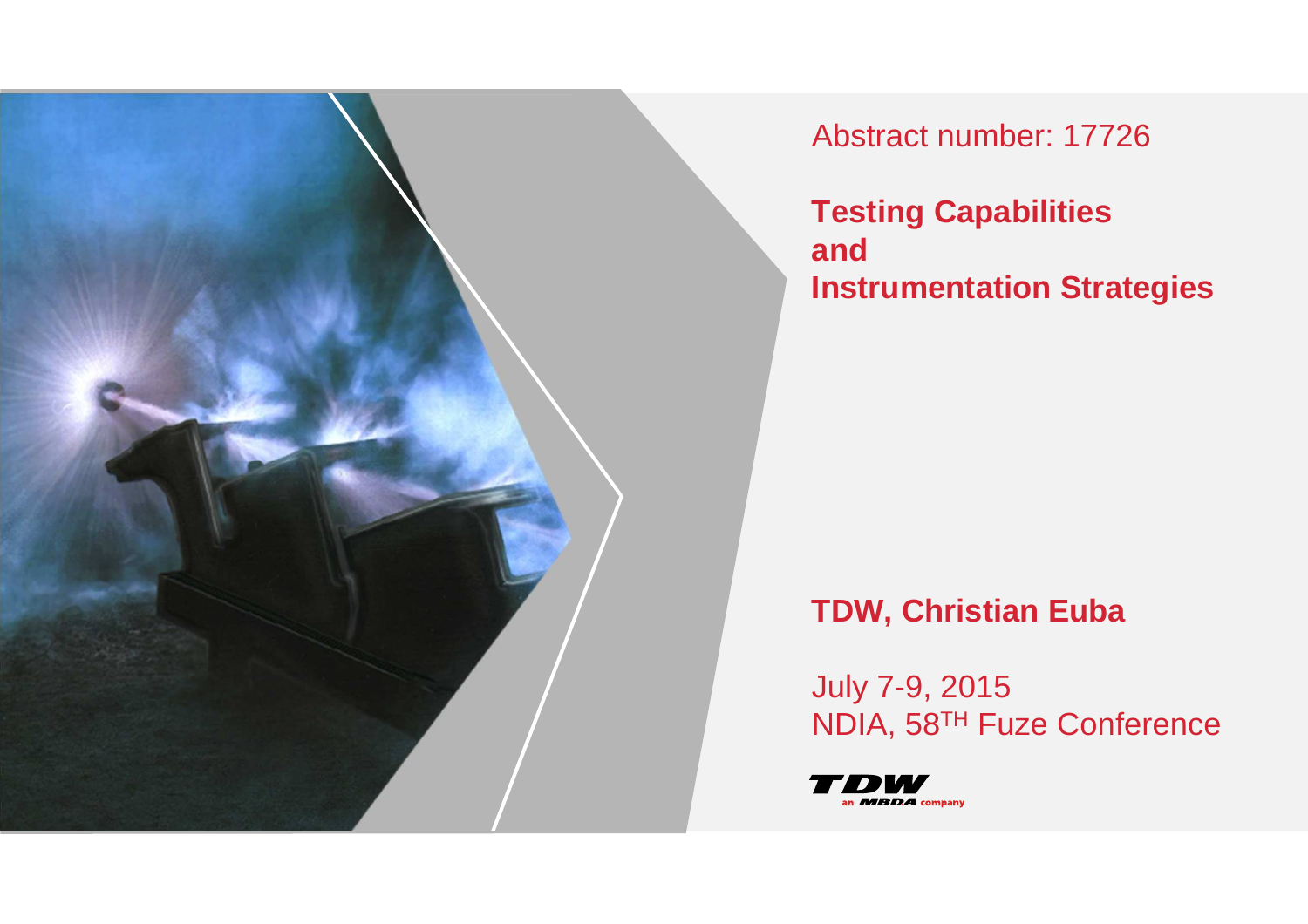Abstract number: 17726

# Testing Capabilities and Instrumentation Strategies

**TDW, Christian Euba**

July 7-9, 2015
NDIA, 58TH Fuze Conference

TDW
an MBDA company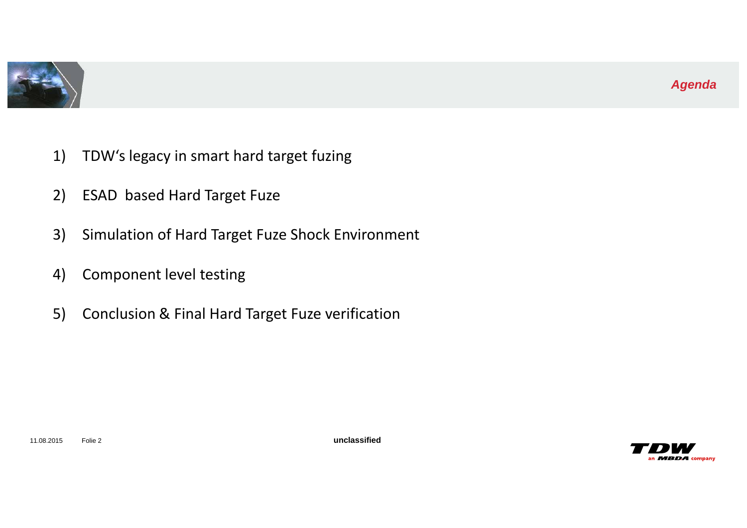## *Agenda*

1) TDW's legacy in smart hard target fuzing
2) ESAD based Hard Target Fuze
3) Simulation of Hard Target Fuze Shock Environment
4) Component level testing
5) Conclusion & Final Hard Target Fuze verification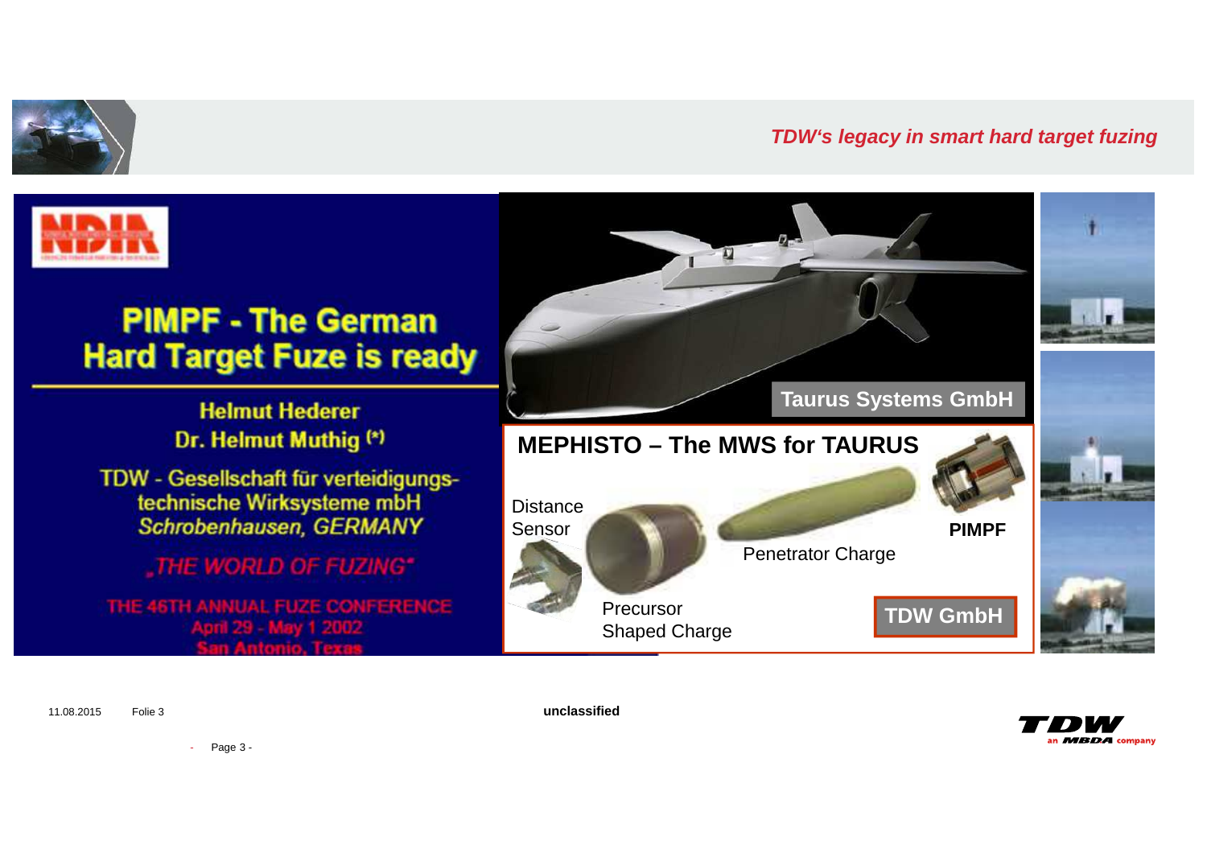## TDW's legacy in smart hard target fuzing

**PIMPF - The German Hard Target Fuze is ready**

Helmut Hederer
Dr. Helmut Muthig (*)

TDW - Gesellschaft für verteidigungs-technische Wirksysteme mbH
*Schrobenhausen, GERMANY*

*„THE WORLD OF FUZING"*

THE 46TH ANNUAL FUZE CONFERENCE
April 29 - May 1 2002
San Antonio, Texas

**Taurus Systems GmbH**

**MEPHISTO – The MWS for TAURUS**

Distance Sensor

Precursor Shaped Charge

Penetrator Charge

**PIMPF**

**TDW GmbH**

unclassified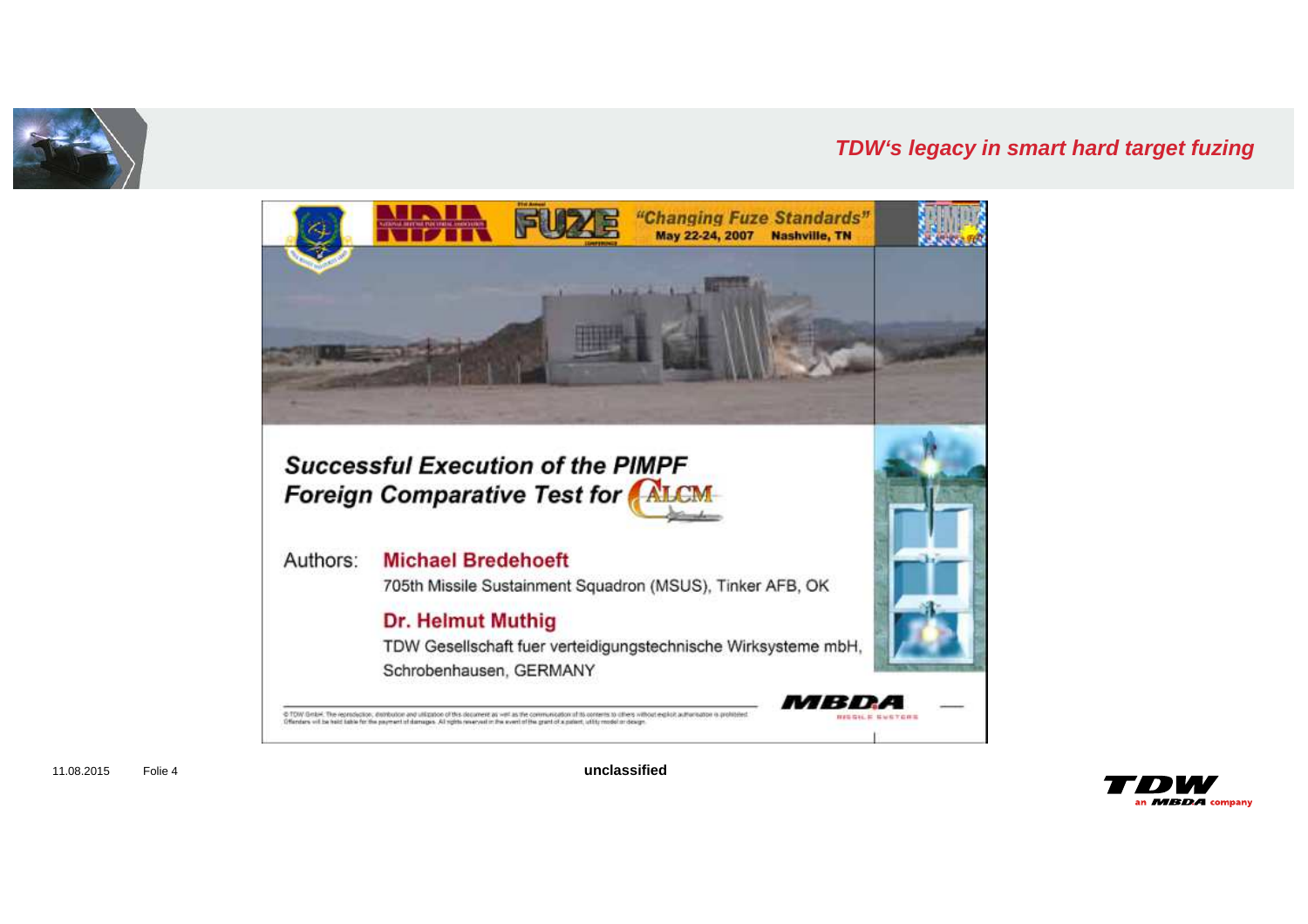## TDW's legacy in smart hard target fuzing

"Changing Fuze Standards"
May 22-24, 2007 Nashville, TN

### Successful Execution of the PIMPF Foreign Comparative Test for ALCM

Authors: **Michael Bredehoeft**
705th Missile Sustainment Squadron (MSUS), Tinker AFB, OK

**Dr. Helmut Muthig**
TDW Gesellschaft fuer verteidigungstechnische Wirksysteme mbH, Schrobenhausen, GERMANY

unclassified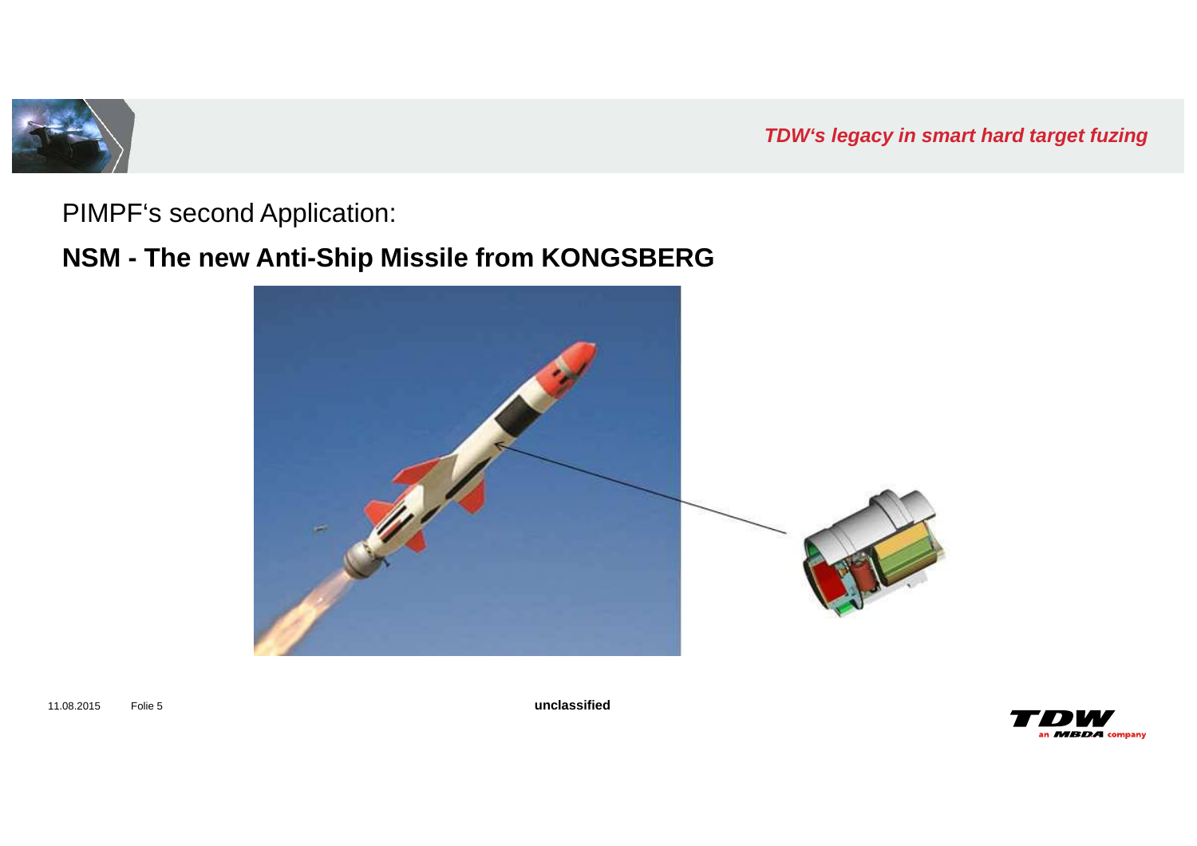PIMPF's second Application:

**NSM - The new Anti-Ship Missile from KONGSBERG**

unclassified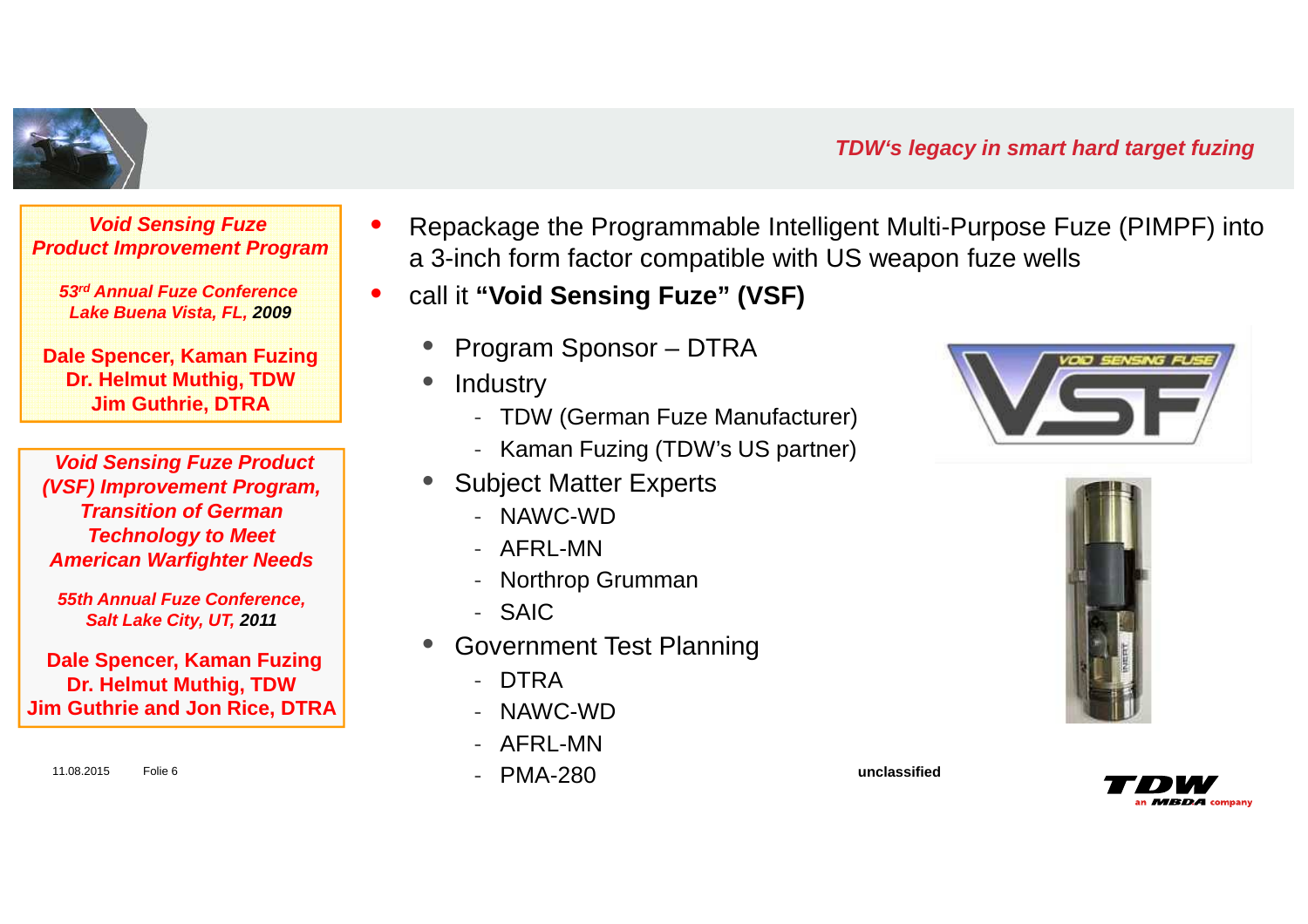## TDW's legacy in smart hard target fuzing

***Void Sensing Fuze Product Improvement Program***

***53rd Annual Fuze Conference Lake Buena Vista, FL, 2009***

**Dale Spencer, Kaman Fuzing**
**Dr. Helmut Muthig, TDW**
**Jim Guthrie, DTRA**

***Void Sensing Fuze Product (VSF) Improvement Program, Transition of German Technology to Meet American Warfighter Needs***

***55th Annual Fuze Conference, Salt Lake City, UT, 2011***

**Dale Spencer, Kaman Fuzing**
**Dr. Helmut Muthig, TDW**
**Jim Guthrie and Jon Rice, DTRA**

- Repackage the Programmable Intelligent Multi-Purpose Fuze (PIMPF) into a 3-inch form factor compatible with US weapon fuze wells
- call it **"Void Sensing Fuze" (VSF)**
  - Program Sponsor – DTRA
  - Industry
    - TDW (German Fuze Manufacturer)
    - Kaman Fuzing (TDW's US partner)
  - Subject Matter Experts
    - NAWC-WD
    - AFRL-MN
    - Northrop Grumman
    - SAIC
  - Government Test Planning
    - DTRA
    - NAWC-WD
    - AFRL-MN
    - PMA-280

unclassified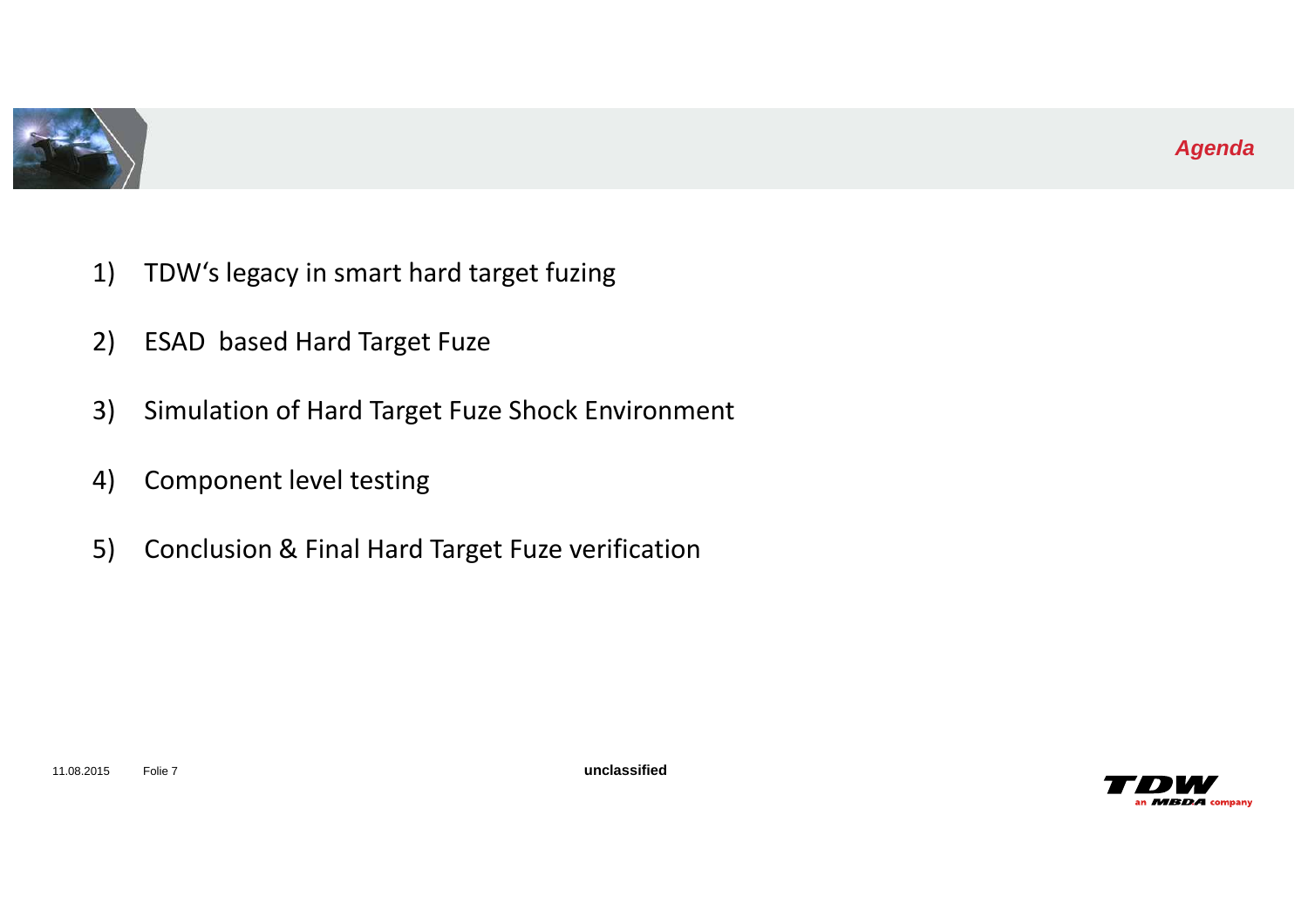## *Agenda*

1) TDW's legacy in smart hard target fuzing
2) ESAD based Hard Target Fuze
3) Simulation of Hard Target Fuze Shock Environment
4) Component level testing
5) Conclusion & Final Hard Target Fuze verification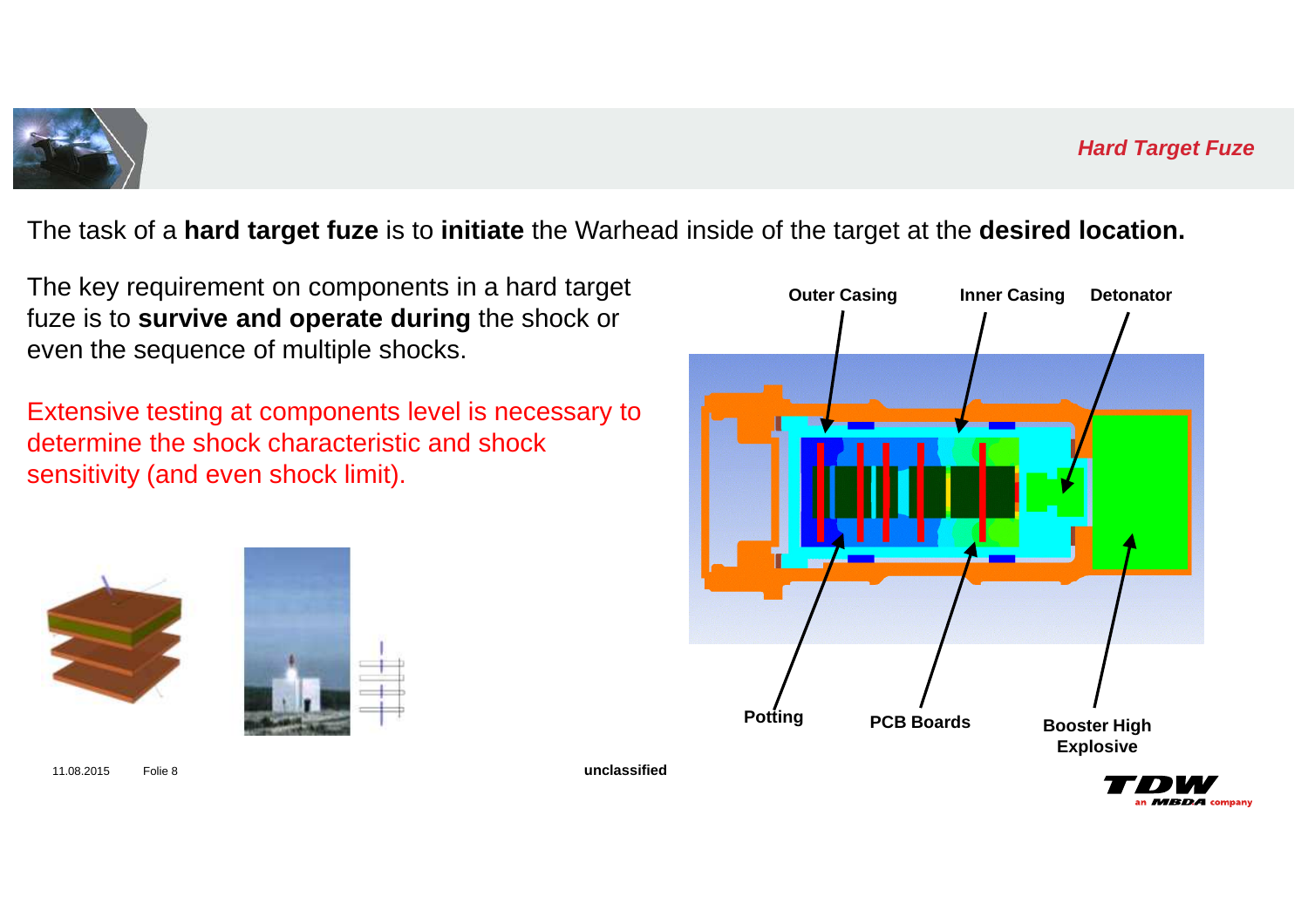## Hard Target Fuze

The task of a **hard target fuze** is to **initiate** the Warhead inside of the target at the **desired location.**

The key requirement on components in a hard target fuze is to **survive and operate during** the shock or even the sequence of multiple shocks.

Extensive testing at components level is necessary to determine the shock characteristic and shock sensitivity (and even shock limit).

Outer Casing, Inner Casing, Detonator, Potting, PCB Boards, Booster High Explosive

unclassified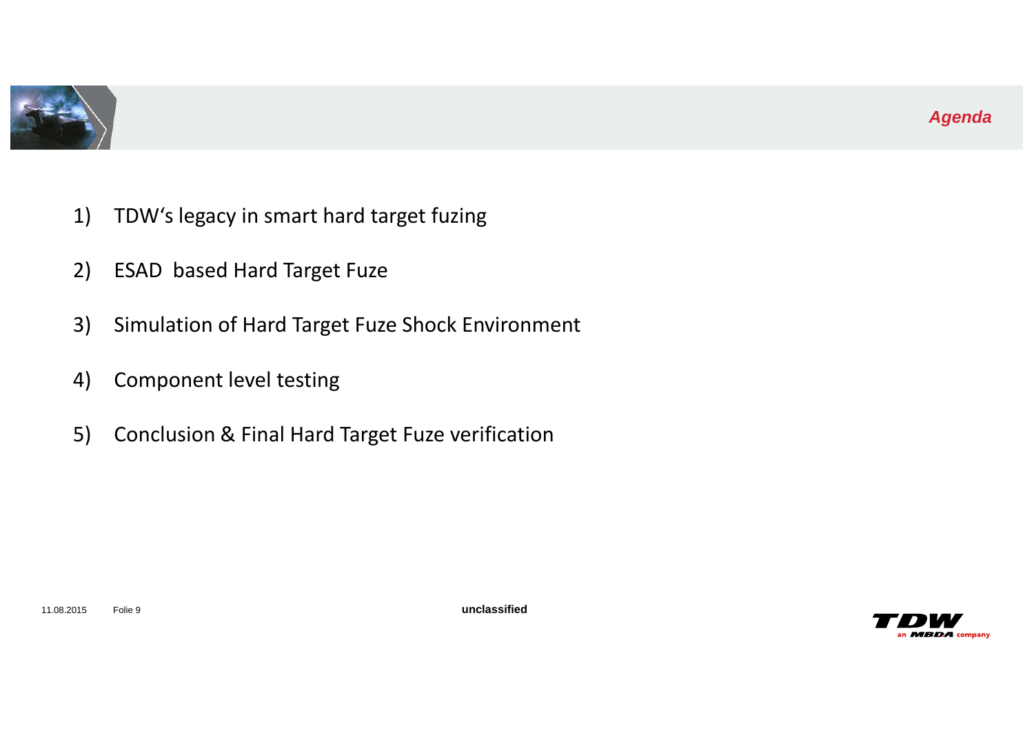## Agenda

1) TDW's legacy in smart hard target fuzing
2) ESAD based Hard Target Fuze
3) Simulation of Hard Target Fuze Shock Environment
4) Component level testing
5) Conclusion & Final Hard Target Fuze verification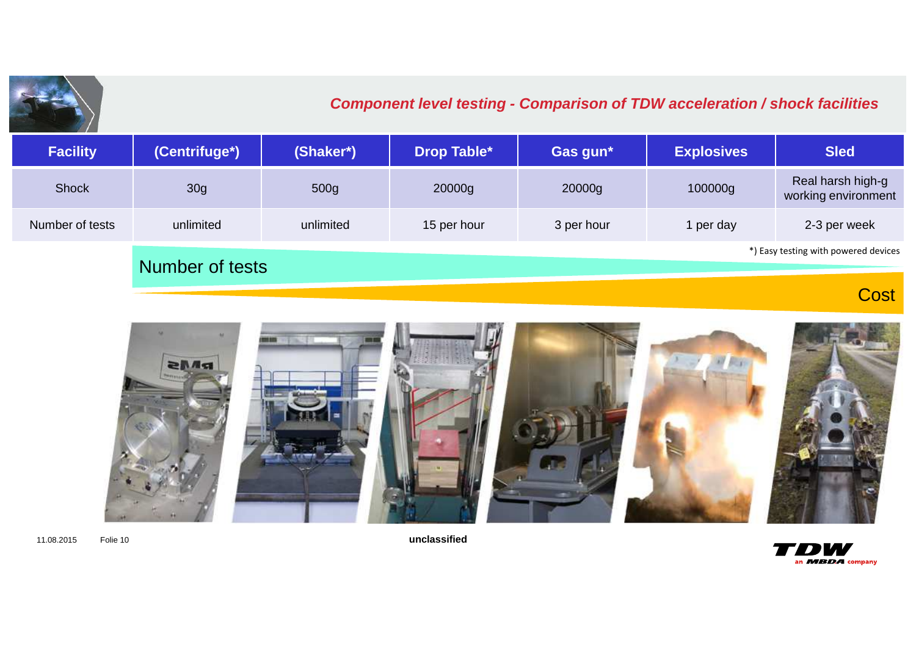## *Component level testing - Comparison of TDW acceleration / shock facilities*

| Facility | (Centrifuge*) | (Shaker*) | Drop Table* | Gas gun* | Explosives | Sled |
|---|---|---|---|---|---|---|
| Shock | 30g | 500g | 20000g | 20000g | 100000g | Real harsh high-g working environment |
| Number of tests | unlimited | unlimited | 15 per hour | 3 per hour | 1 per day | 2-3 per week |

*) Easy testing with powered devices

Number of tests

Cost

**unclassified**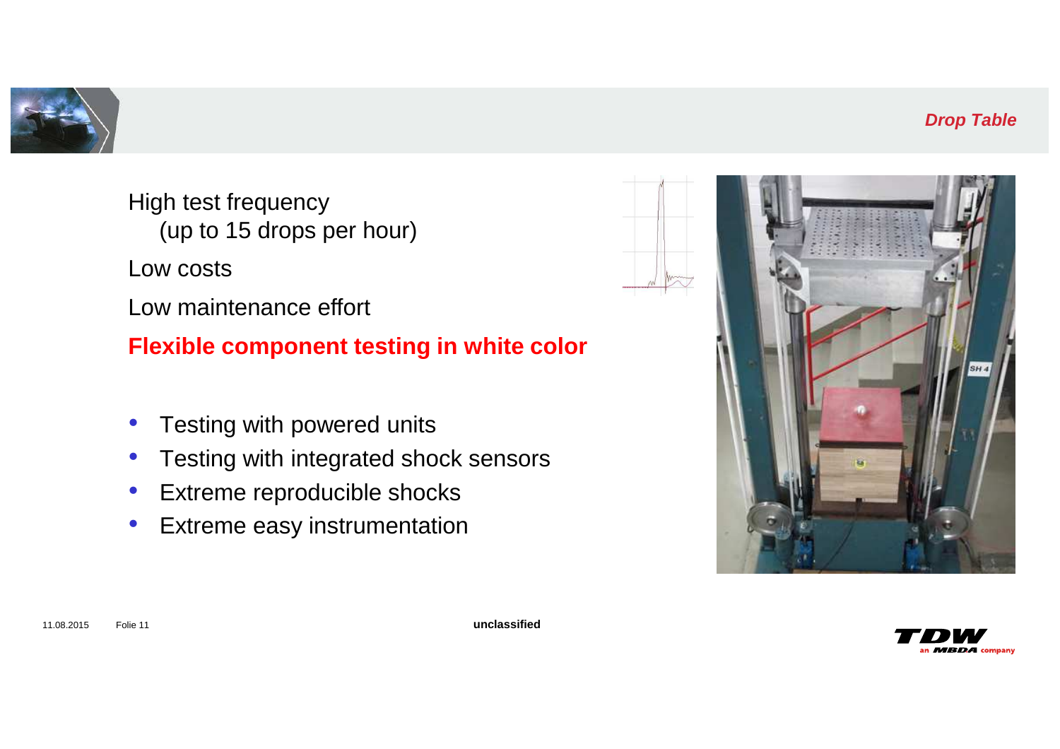## Drop Table

High test frequency
(up to 15 drops per hour)

Low costs

Low maintenance effort

**Flexible component testing in white color**

- Testing with powered units
- Testing with integrated shock sensors
- Extreme reproducible shocks
- Extreme easy instrumentation

unclassified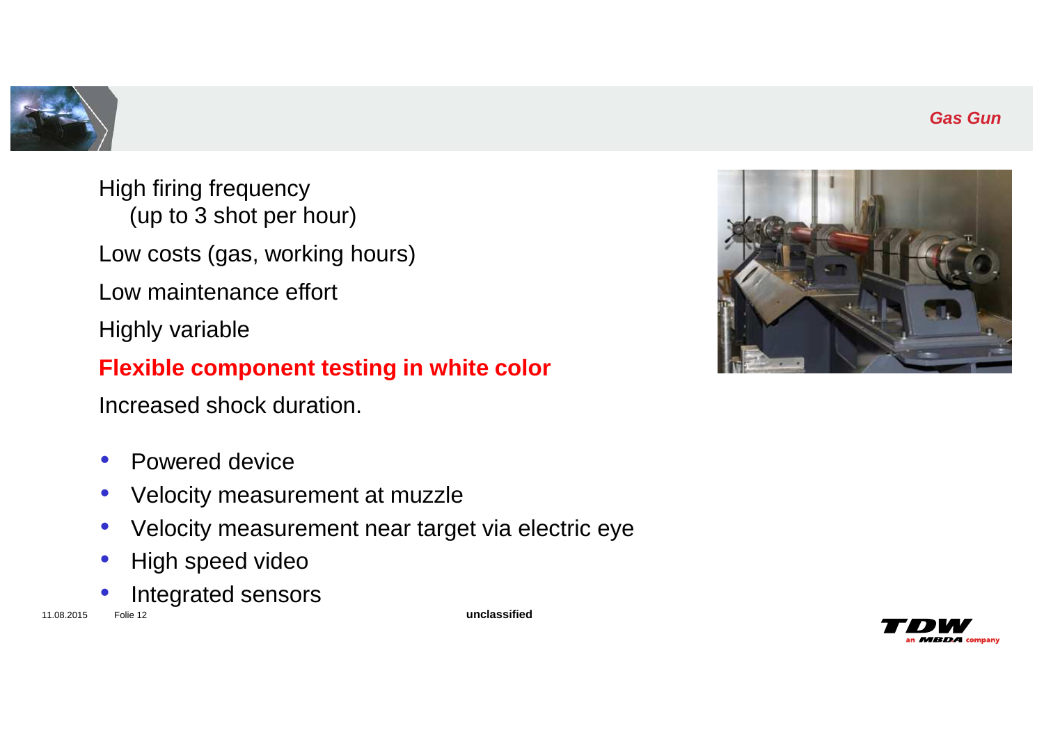## *Gas Gun*

High firing frequency
(up to 3 shot per hour)

Low costs (gas, working hours)

Low maintenance effort

Highly variable

**Flexible component testing in white color**

Increased shock duration.

- Powered device
- Velocity measurement at muzzle
- Velocity measurement near target via electric eye
- High speed video
- Integrated sensors

**unclassified**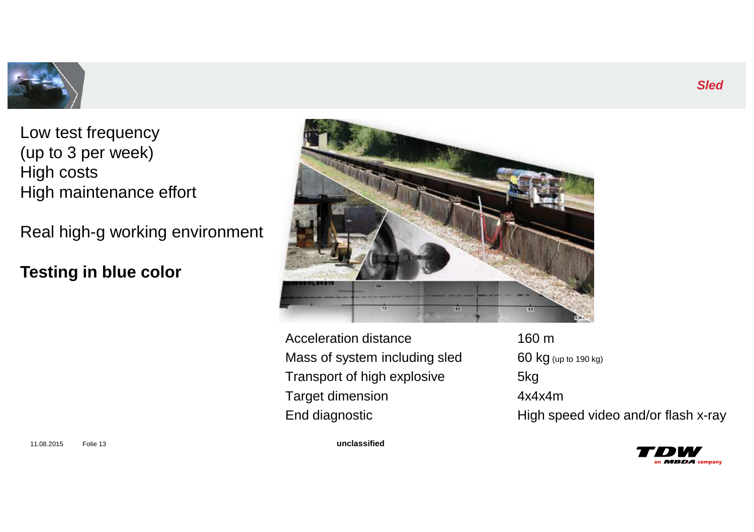# *Sled*

Low test frequency
(up to 3 per week)
High costs
High maintenance effort

Real high-g working environment

**Testing in blue color**

| | |
|---|---|
| Acceleration distance | 160 m |
| Mass of system including sled | 60 kg (up to 190 kg) |
| Transport of high explosive | 5kg |
| Target dimension | 4x4x4m |
| End diagnostic | High speed video and/or flash x-ray |

unclassified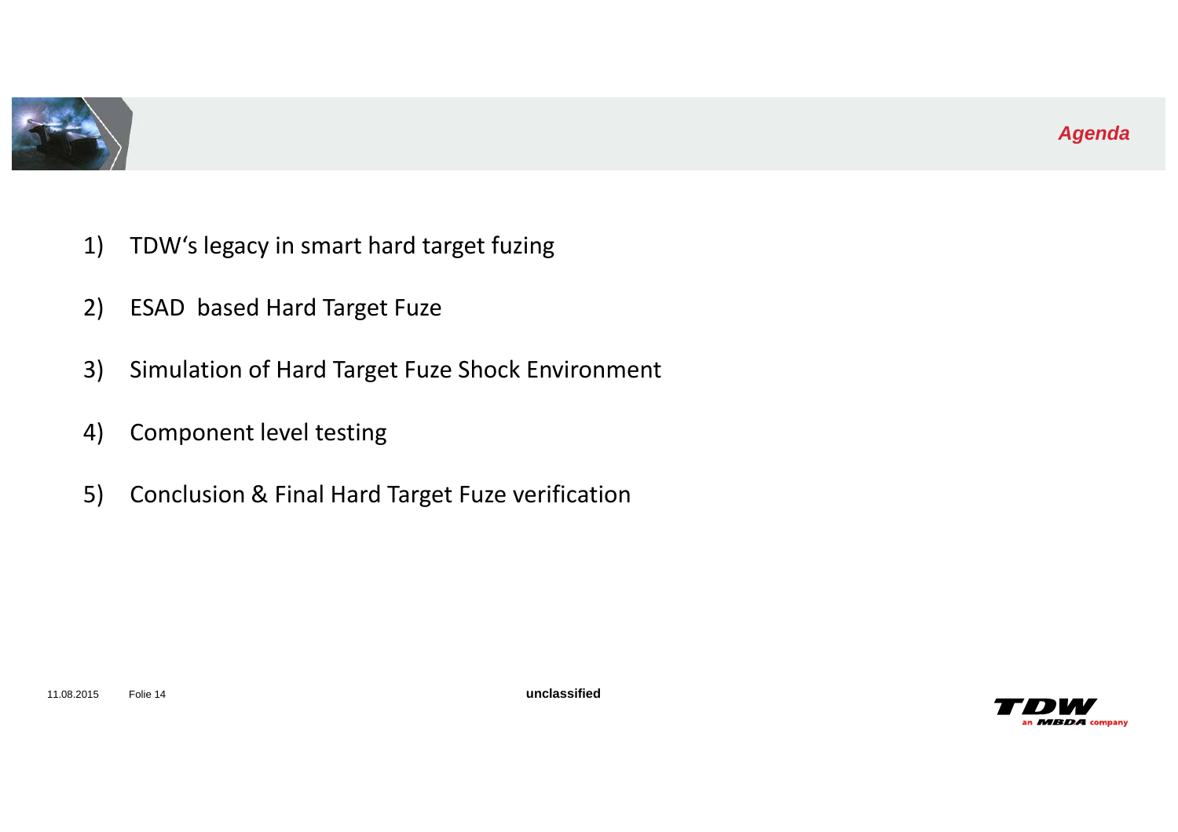## *Agenda*

1) TDW‘s legacy in smart hard target fuzing
2) ESAD based Hard Target Fuze
3) Simulation of Hard Target Fuze Shock Environment
4) Component level testing
5) Conclusion & Final Hard Target Fuze verification

**unclassified**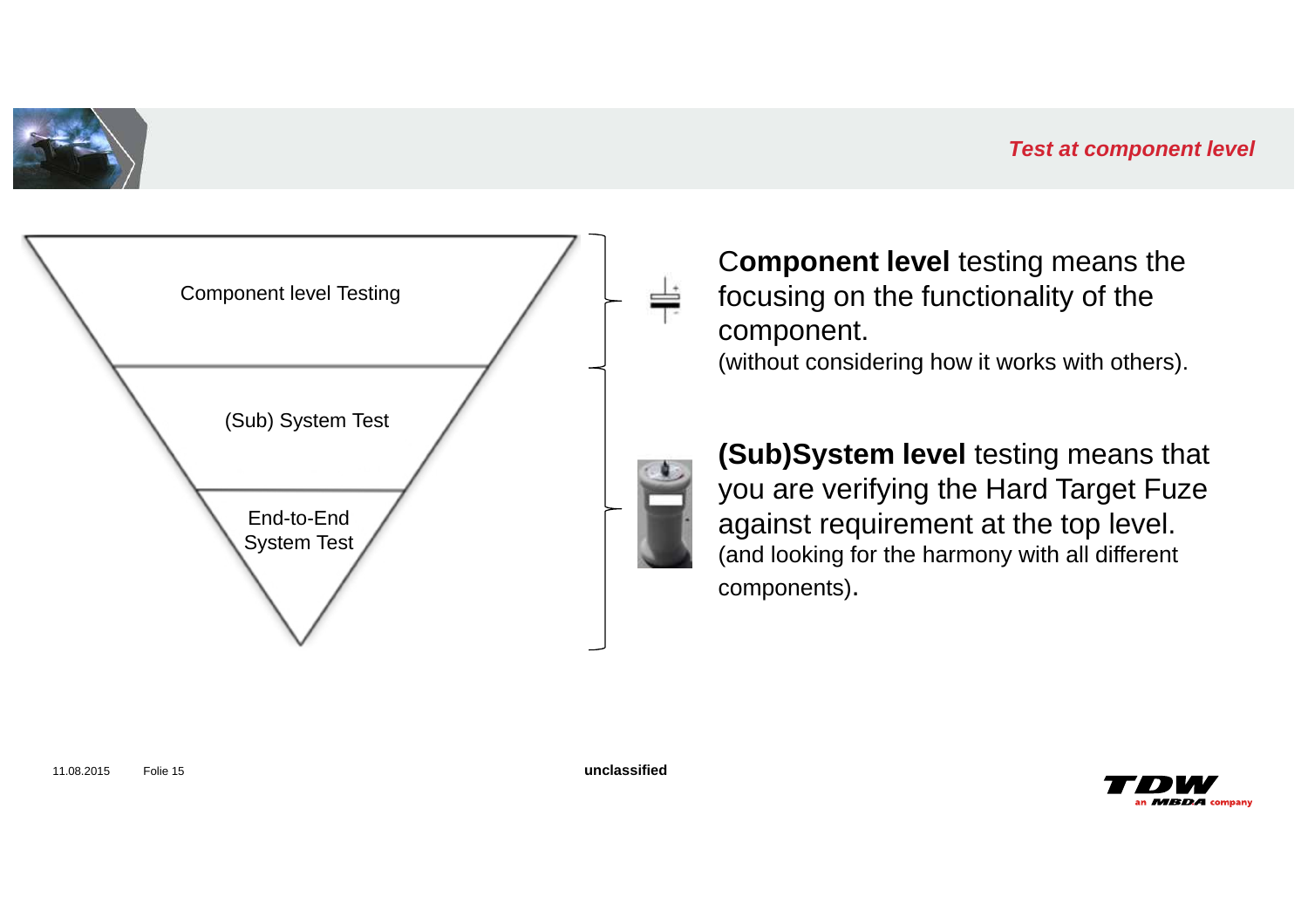## Test at component level

Component level Testing

(Sub) System Test

End-to-End System Test

**Component level** testing means the focusing on the functionality of the component.
(without considering how it works with others).

**(Sub)System level** testing means that you are verifying the Hard Target Fuze against requirement at the top level.
(and looking for the harmony with all different components).

unclassified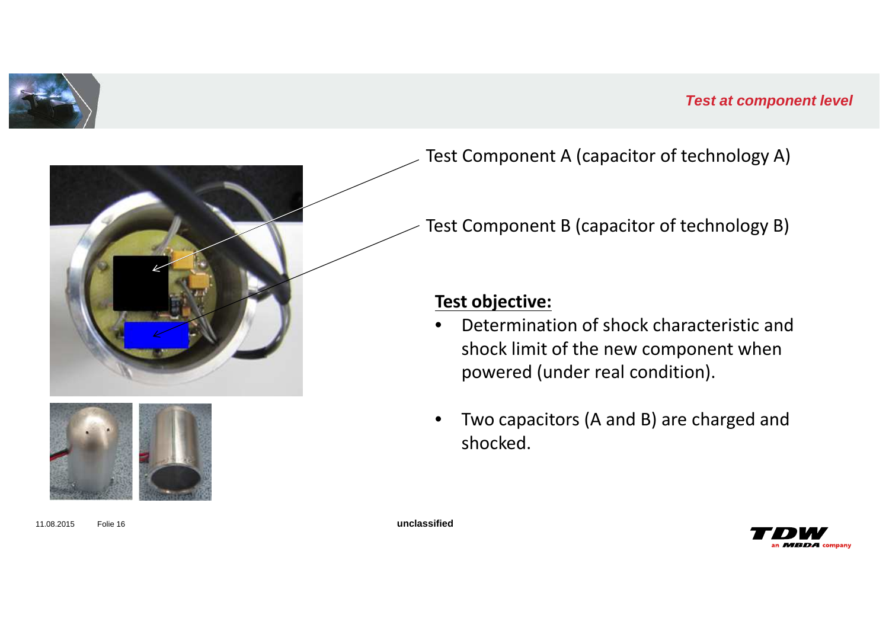## Test at component level

Test Component A (capacitor of technology A)

Test Component B (capacitor of technology B)

**Test objective:**

- Determination of shock characteristic and shock limit of the new component when powered (under real condition).
- Two capacitors (A and B) are charged and shocked.

unclassified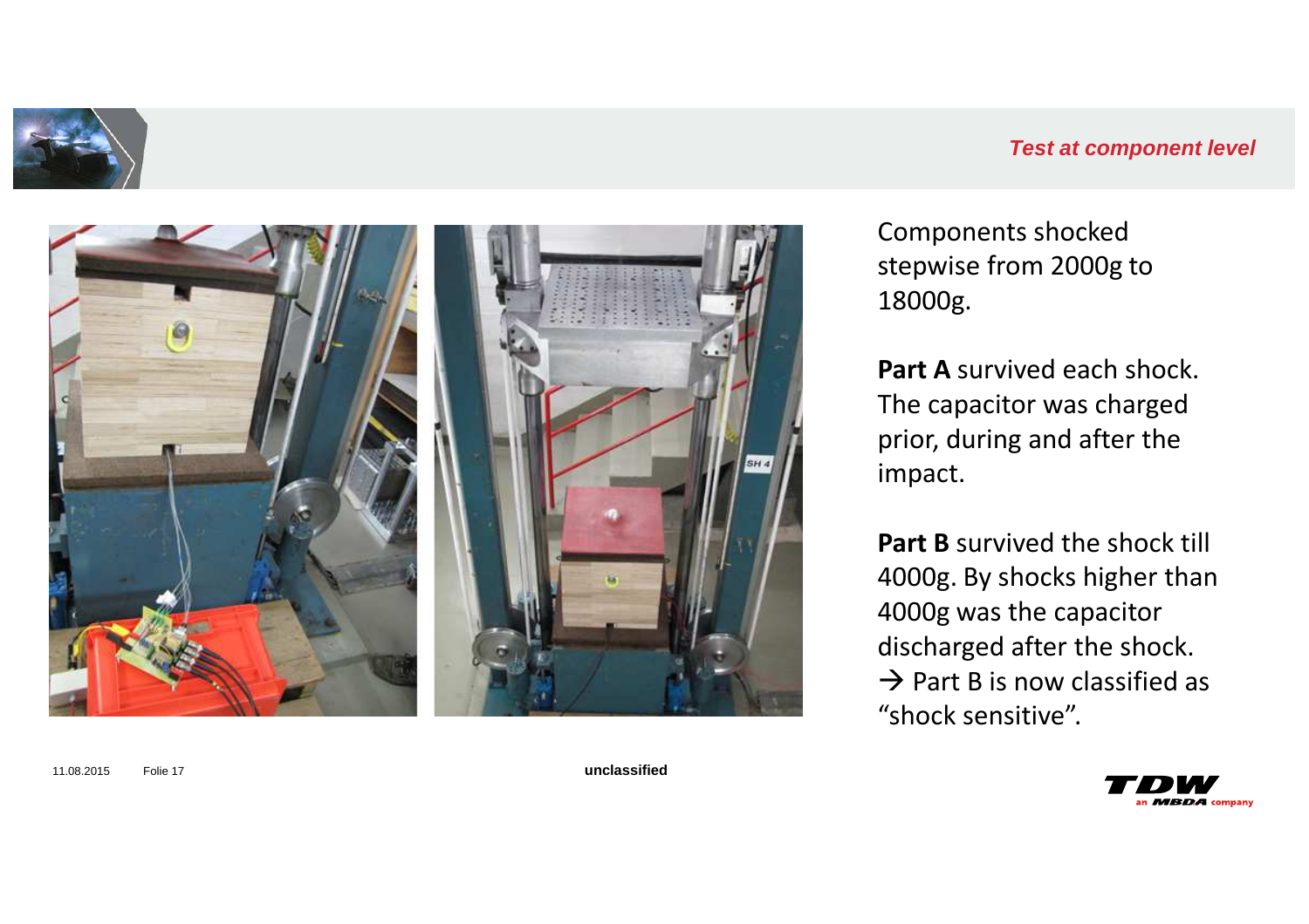*Test at component level*

Components shocked stepwise from 2000g to 18000g.

**Part A** survived each shock. The capacitor was charged prior, during and after the impact.

**Part B** survived the shock till 4000g. By shocks higher than 4000g was the capacitor discharged after the shock.
→ Part B is now classified as "shock sensitive".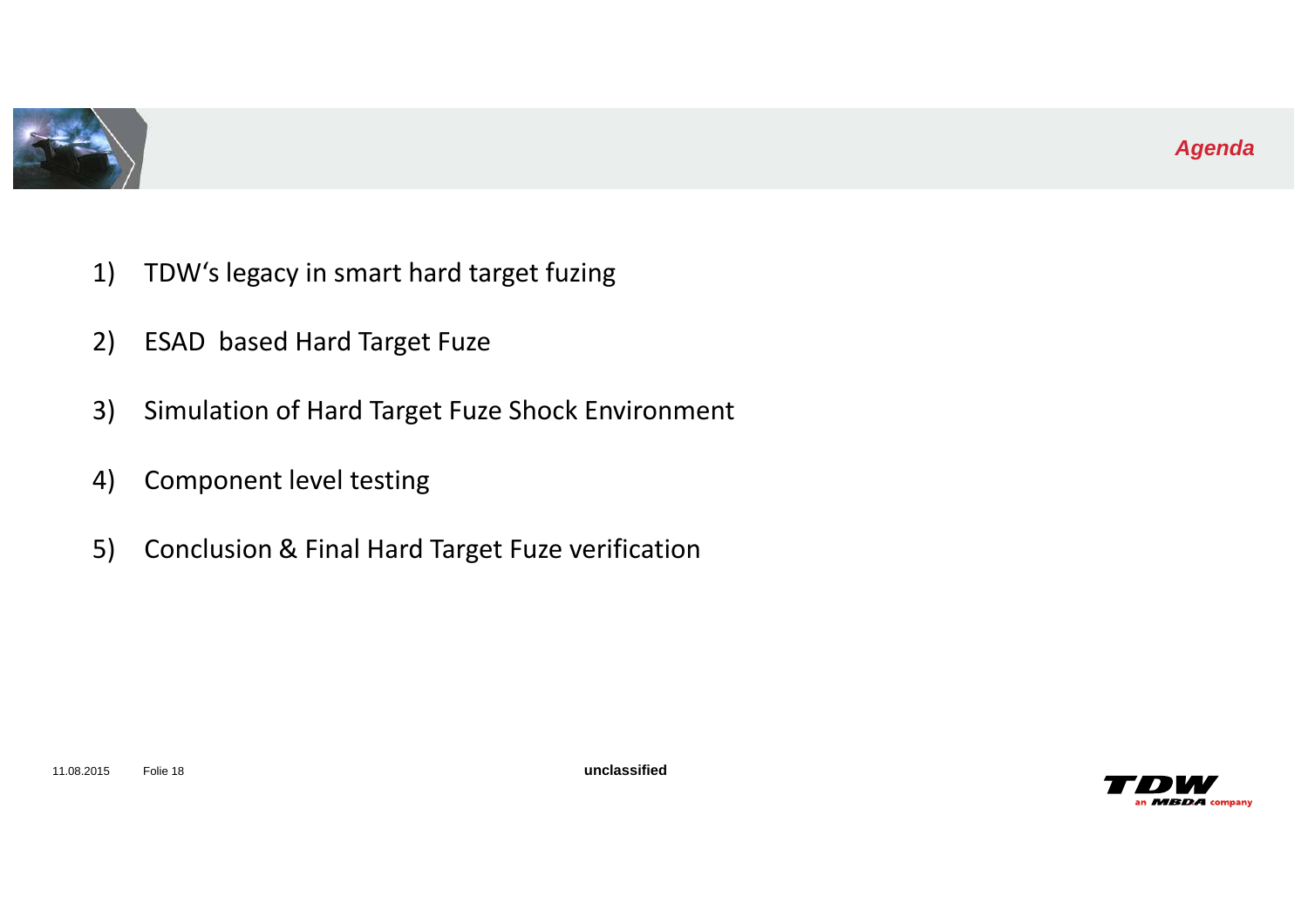## *Agenda*

1) TDW's legacy in smart hard target fuzing
2) ESAD based Hard Target Fuze
3) Simulation of Hard Target Fuze Shock Environment
4) Component level testing
5) Conclusion & Final Hard Target Fuze verification

**unclassified**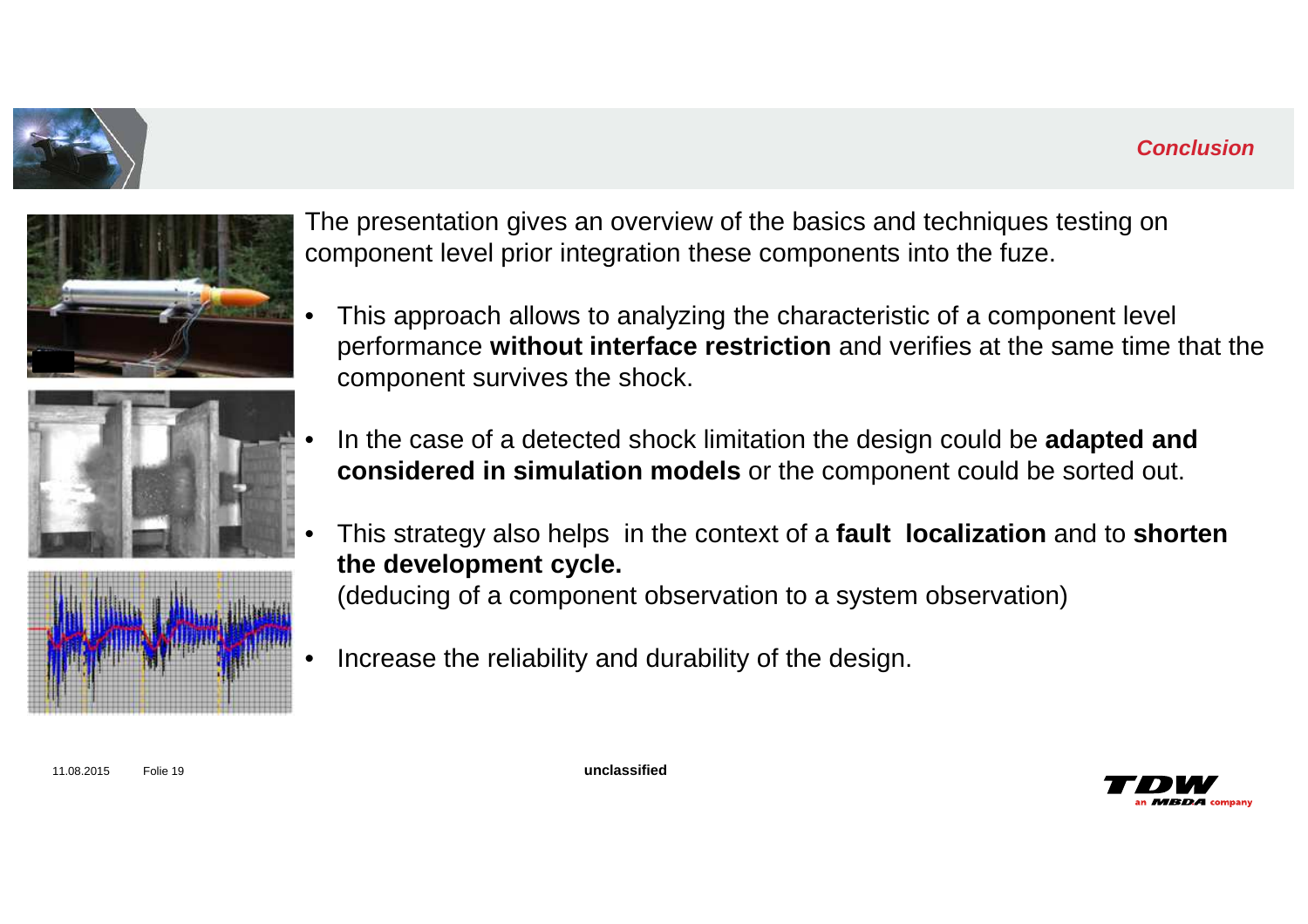## Conclusion

The presentation gives an overview of the basics and techniques testing on component level prior integration these components into the fuze.

- This approach allows to analyzing the characteristic of a component level performance **without interface restriction** and verifies at the same time that the component survives the shock.
- In the case of a detected shock limitation the design could be **adapted and considered in simulation models** or the component could be sorted out.
- This strategy also helps in the context of a **fault localization** and to **shorten the development cycle.**
  (deducing of a component observation to a system observation)
- Increase the reliability and durability of the design.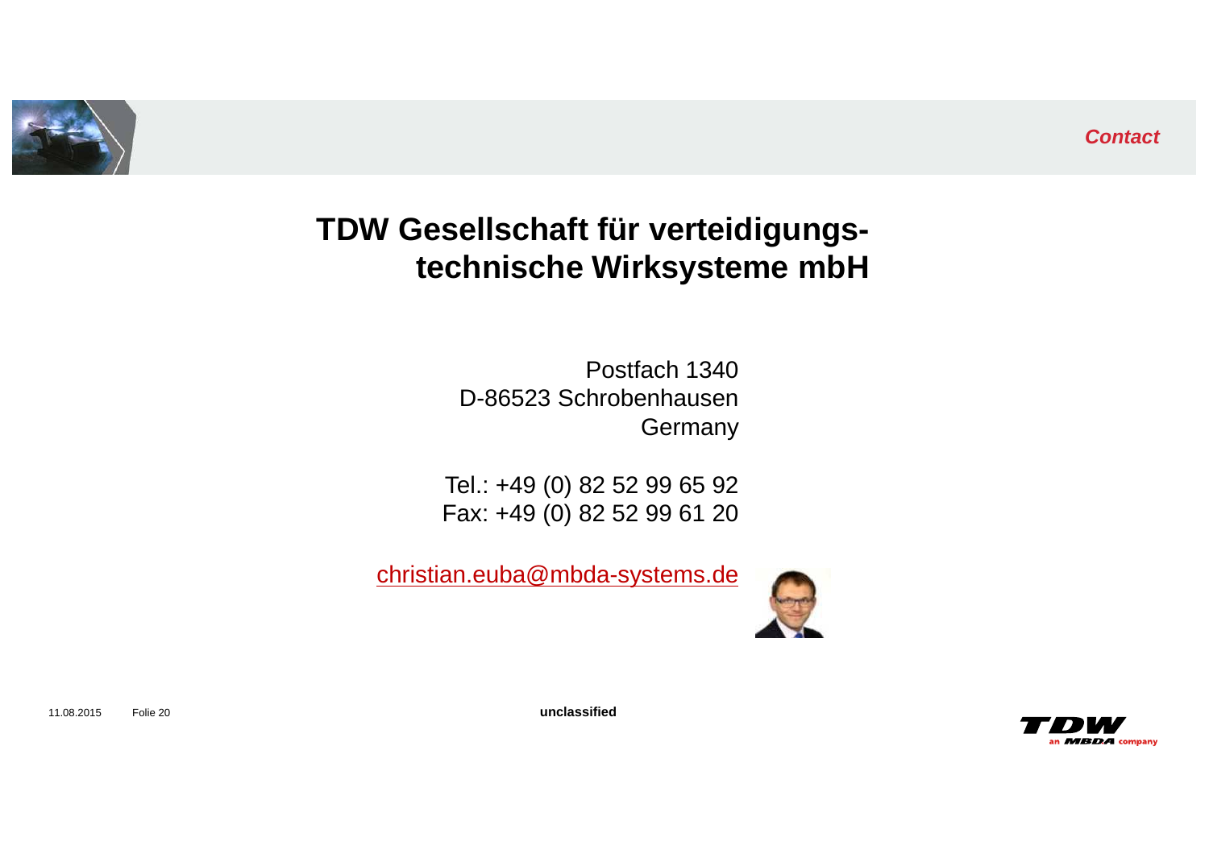*Contact*

# TDW Gesellschaft für verteidigungs-technische Wirksysteme mbH

Postfach 1340
D-86523 Schrobenhausen
Germany

Tel.: +49 (0) 82 52 99 65 92
Fax: +49 (0) 82 52 99 61 20

christian.euba@mbda-systems.de

**unclassified**